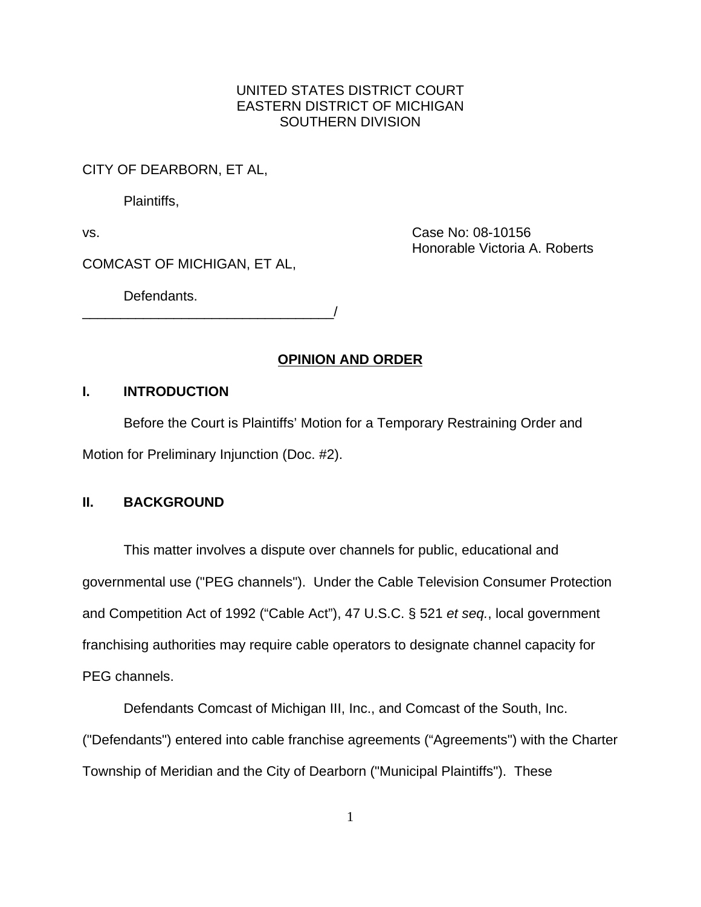UNITED STATES DISTRICT COURT
EASTERN DISTRICT OF MICHIGAN
SOUTHERN DIVISION

CITY OF DEARBORN, ET AL,

Plaintiffs,

vs. Case No: 08-10156
Honorable Victoria A. Roberts

COMCAST OF MICHIGAN, ET AL,

Defendants.
_________________________________/

## OPINION AND ORDER

### I. INTRODUCTION

Before the Court is Plaintiffs' Motion for a Temporary Restraining Order and Motion for Preliminary Injunction (Doc. #2).

### II. BACKGROUND

This matter involves a dispute over channels for public, educational and governmental use ("PEG channels"). Under the Cable Television Consumer Protection and Competition Act of 1992 ("Cable Act"), 47 U.S.C. § 521 *et seq.*, local government franchising authorities may require cable operators to designate channel capacity for PEG channels.

Defendants Comcast of Michigan III, Inc., and Comcast of the South, Inc. ("Defendants") entered into cable franchise agreements ("Agreements") with the Charter Township of Meridian and the City of Dearborn ("Municipal Plaintiffs"). These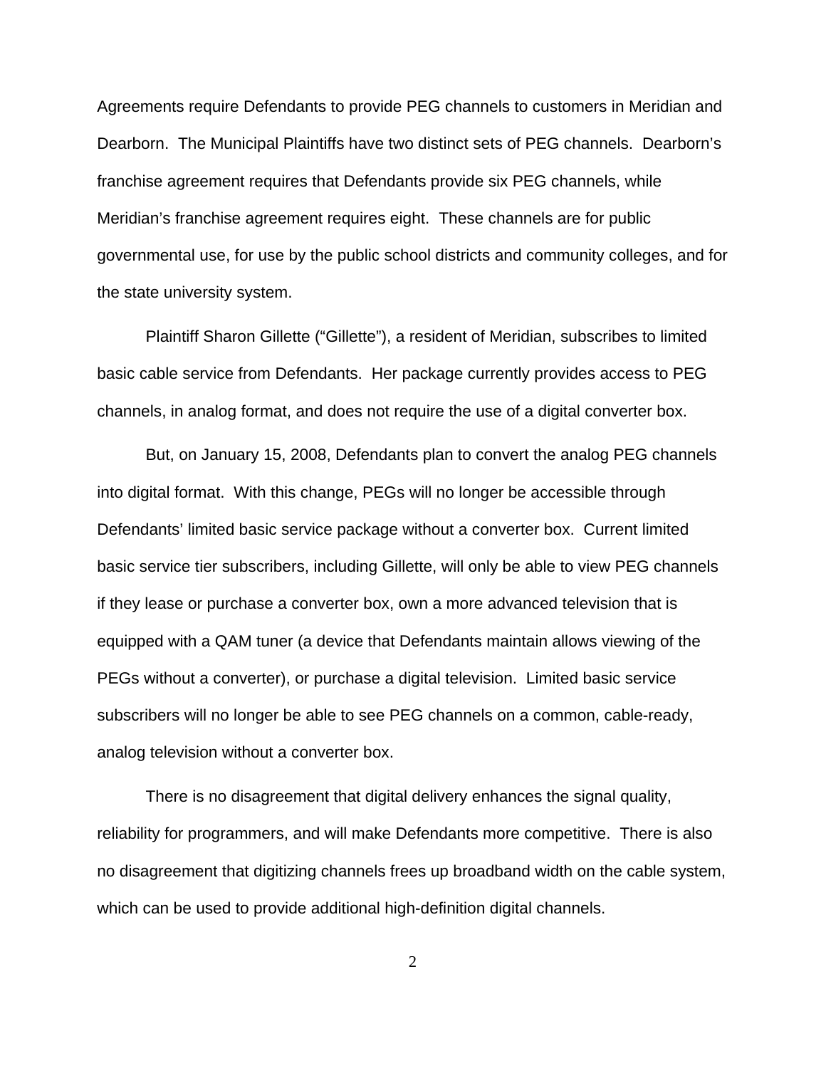Agreements require Defendants to provide PEG channels to customers in Meridian and Dearborn. The Municipal Plaintiffs have two distinct sets of PEG channels. Dearborn's franchise agreement requires that Defendants provide six PEG channels, while Meridian's franchise agreement requires eight. These channels are for public governmental use, for use by the public school districts and community colleges, and for the state university system.

Plaintiff Sharon Gillette ("Gillette"), a resident of Meridian, subscribes to limited basic cable service from Defendants. Her package currently provides access to PEG channels, in analog format, and does not require the use of a digital converter box.

But, on January 15, 2008, Defendants plan to convert the analog PEG channels into digital format. With this change, PEGs will no longer be accessible through Defendants' limited basic service package without a converter box. Current limited basic service tier subscribers, including Gillette, will only be able to view PEG channels if they lease or purchase a converter box, own a more advanced television that is equipped with a QAM tuner (a device that Defendants maintain allows viewing of the PEGs without a converter), or purchase a digital television. Limited basic service subscribers will no longer be able to see PEG channels on a common, cable-ready, analog television without a converter box.

There is no disagreement that digital delivery enhances the signal quality, reliability for programmers, and will make Defendants more competitive. There is also no disagreement that digitizing channels frees up broadband width on the cable system, which can be used to provide additional high-definition digital channels.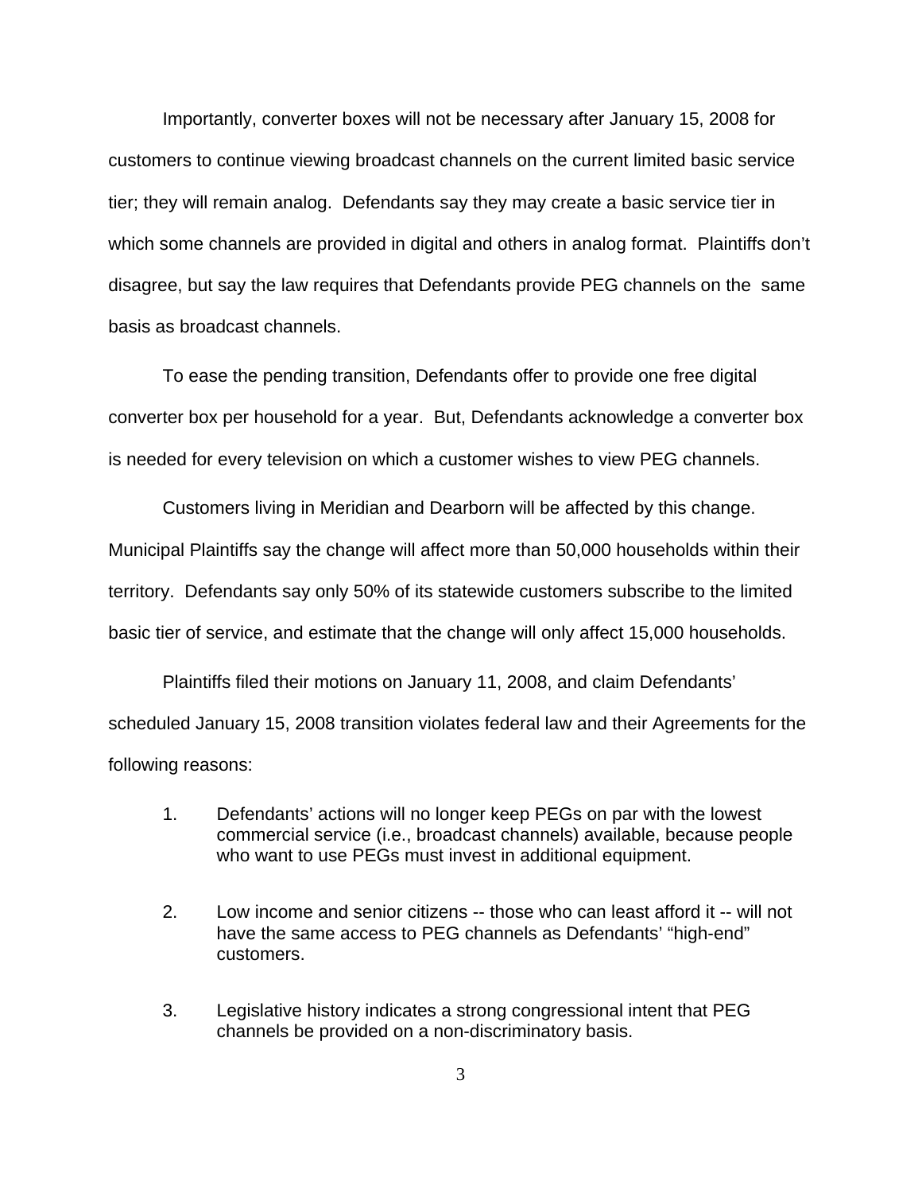Importantly, converter boxes will not be necessary after January 15, 2008 for customers to continue viewing broadcast channels on the current limited basic service tier; they will remain analog. Defendants say they may create a basic service tier in which some channels are provided in digital and others in analog format. Plaintiffs don't disagree, but say the law requires that Defendants provide PEG channels on the same basis as broadcast channels.

To ease the pending transition, Defendants offer to provide one free digital converter box per household for a year. But, Defendants acknowledge a converter box is needed for every television on which a customer wishes to view PEG channels.

Customers living in Meridian and Dearborn will be affected by this change. Municipal Plaintiffs say the change will affect more than 50,000 households within their territory. Defendants say only 50% of its statewide customers subscribe to the limited basic tier of service, and estimate that the change will only affect 15,000 households.

Plaintiffs filed their motions on January 11, 2008, and claim Defendants' scheduled January 15, 2008 transition violates federal law and their Agreements for the following reasons:

1. Defendants' actions will no longer keep PEGs on par with the lowest commercial service (i.e., broadcast channels) available, because people who want to use PEGs must invest in additional equipment.

2. Low income and senior citizens -- those who can least afford it -- will not have the same access to PEG channels as Defendants' "high-end" customers.

3. Legislative history indicates a strong congressional intent that PEG channels be provided on a non-discriminatory basis.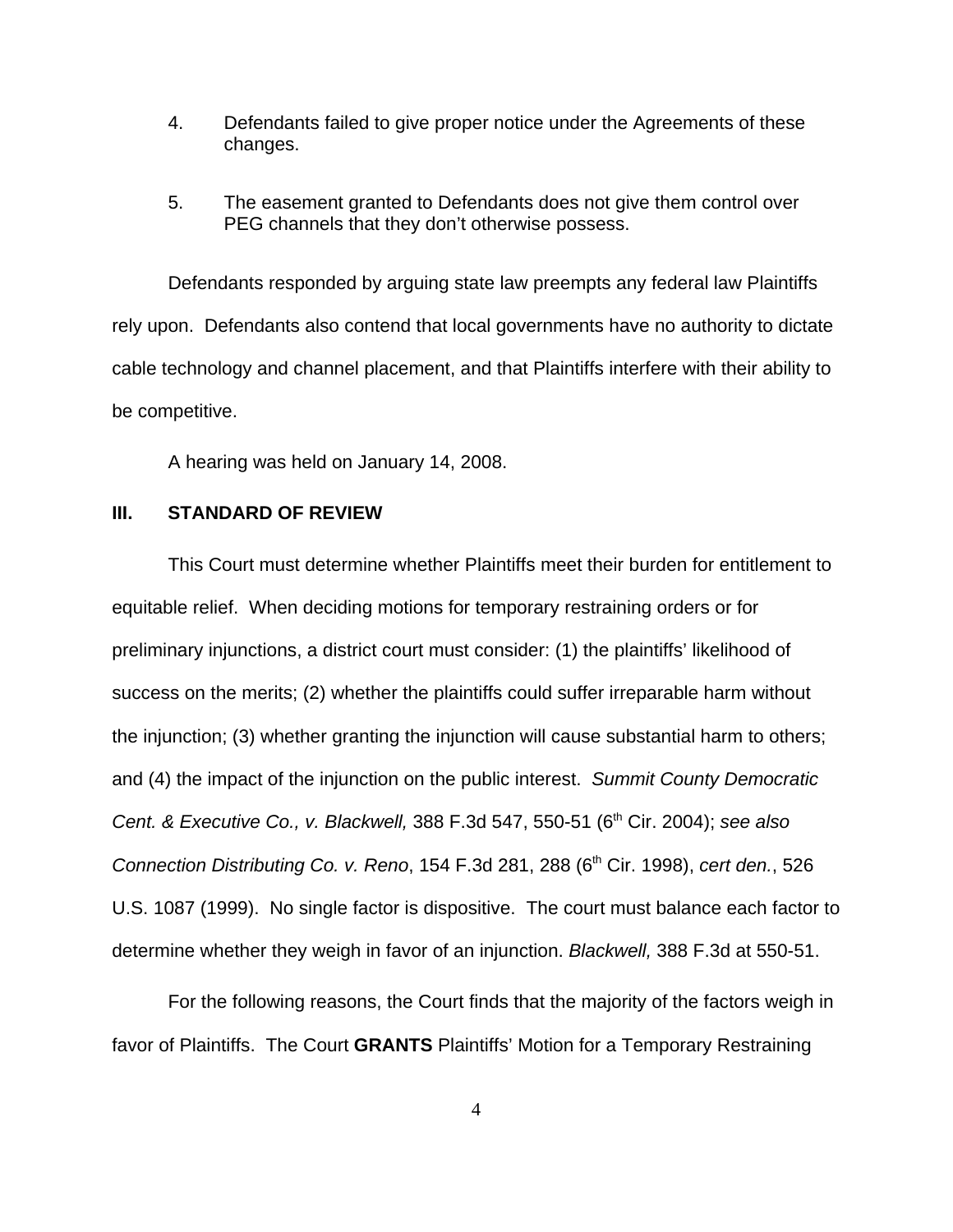4. Defendants failed to give proper notice under the Agreements of these changes.

5. The easement granted to Defendants does not give them control over PEG channels that they don't otherwise possess.

Defendants responded by arguing state law preempts any federal law Plaintiffs rely upon. Defendants also contend that local governments have no authority to dictate cable technology and channel placement, and that Plaintiffs interfere with their ability to be competitive.

A hearing was held on January 14, 2008.

## III. STANDARD OF REVIEW

This Court must determine whether Plaintiffs meet their burden for entitlement to equitable relief. When deciding motions for temporary restraining orders or for preliminary injunctions, a district court must consider: (1) the plaintiffs' likelihood of success on the merits; (2) whether the plaintiffs could suffer irreparable harm without the injunction; (3) whether granting the injunction will cause substantial harm to others; and (4) the impact of the injunction on the public interest. *Summit County Democratic Cent. & Executive Co., v. Blackwell,* 388 F.3d 547, 550-51 (6th Cir. 2004); *see also Connection Distributing Co. v. Reno*, 154 F.3d 281, 288 (6th Cir. 1998), *cert den.*, 526 U.S. 1087 (1999). No single factor is dispositive. The court must balance each factor to determine whether they weigh in favor of an injunction. *Blackwell,* 388 F.3d at 550-51.

For the following reasons, the Court finds that the majority of the factors weigh in favor of Plaintiffs. The Court **GRANTS** Plaintiffs' Motion for a Temporary Restraining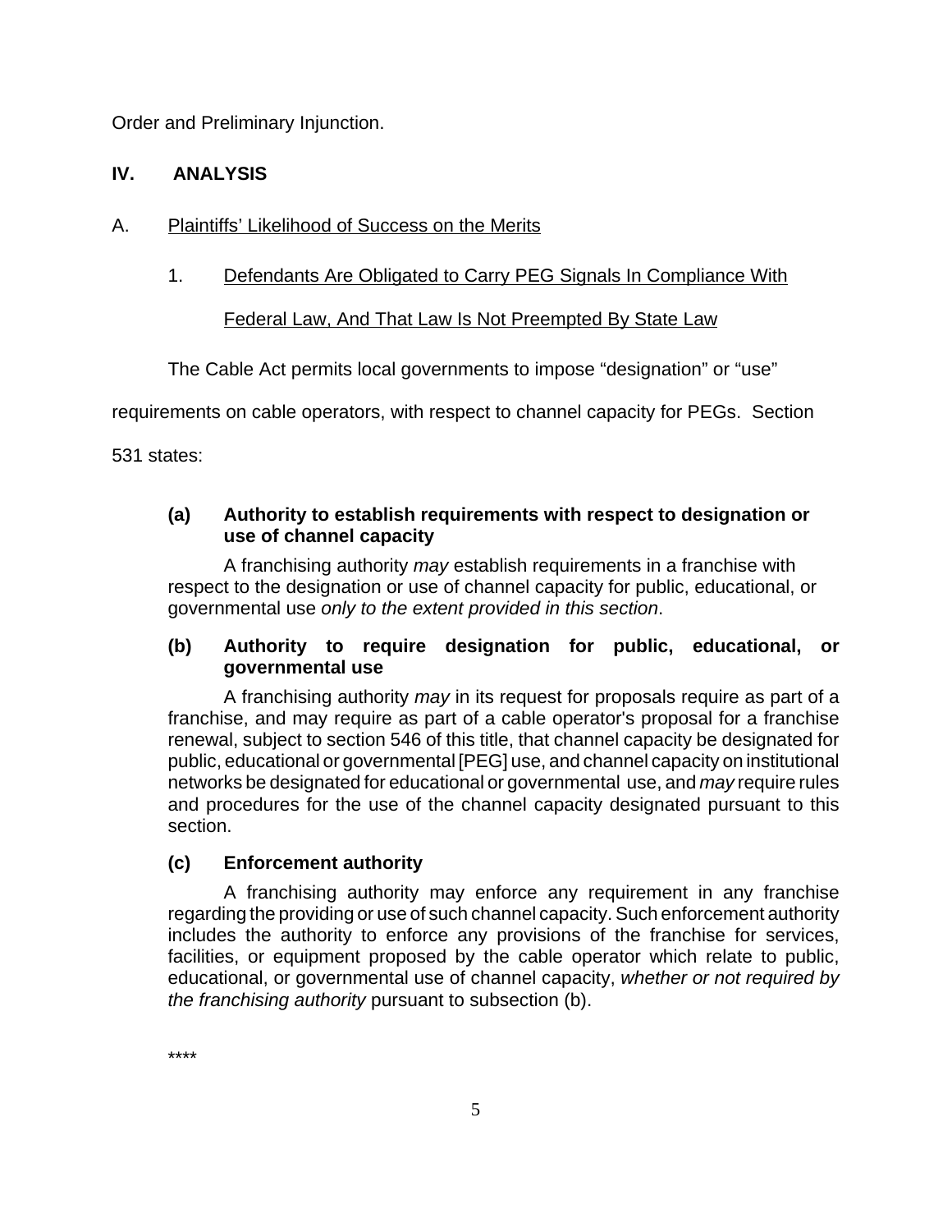Order and Preliminary Injunction.

## IV. ANALYSIS

### A. Plaintiffs' Likelihood of Success on the Merits

#### 1. Defendants Are Obligated to Carry PEG Signals In Compliance With Federal Law, And That Law Is Not Preempted By State Law

The Cable Act permits local governments to impose "designation" or "use" requirements on cable operators, with respect to channel capacity for PEGs. Section 531 states:

> **(a) Authority to establish requirements with respect to designation or use of channel capacity**
>
> A franchising authority *may* establish requirements in a franchise with respect to the designation or use of channel capacity for public, educational, or governmental use *only to the extent provided in this section*.
>
> **(b) Authority to require designation for public, educational, or governmental use**
>
> A franchising authority *may* in its request for proposals require as part of a franchise, and may require as part of a cable operator's proposal for a franchise renewal, subject to section 546 of this title, that channel capacity be designated for public, educational or governmental [PEG] use, and channel capacity on institutional networks be designated for educational or governmental use, and *may* require rules and procedures for the use of the channel capacity designated pursuant to this section.
>
> **(c) Enforcement authority**
>
> A franchising authority may enforce any requirement in any franchise regarding the providing or use of such channel capacity. Such enforcement authority includes the authority to enforce any provisions of the franchise for services, facilities, or equipment proposed by the cable operator which relate to public, educational, or governmental use of channel capacity, *whether or not required by the franchising authority* pursuant to subsection (b).
>
> ****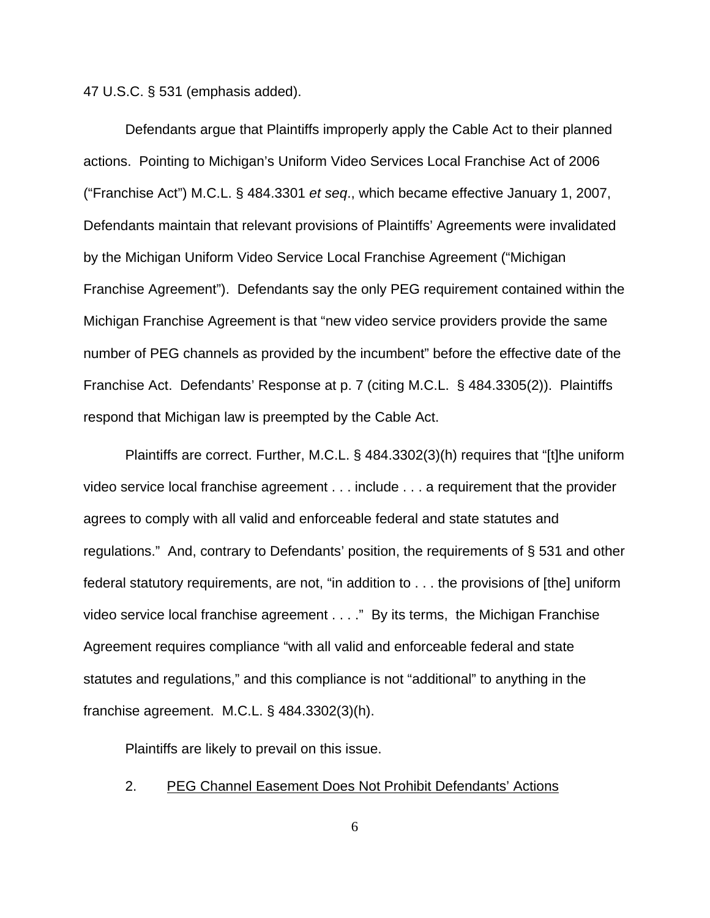47 U.S.C. § 531 (emphasis added).

Defendants argue that Plaintiffs improperly apply the Cable Act to their planned actions. Pointing to Michigan's Uniform Video Services Local Franchise Act of 2006 ("Franchise Act") M.C.L. § 484.3301 *et seq*., which became effective January 1, 2007, Defendants maintain that relevant provisions of Plaintiffs' Agreements were invalidated by the Michigan Uniform Video Service Local Franchise Agreement ("Michigan Franchise Agreement"). Defendants say the only PEG requirement contained within the Michigan Franchise Agreement is that "new video service providers provide the same number of PEG channels as provided by the incumbent" before the effective date of the Franchise Act. Defendants' Response at p. 7 (citing M.C.L. § 484.3305(2)). Plaintiffs respond that Michigan law is preempted by the Cable Act.

Plaintiffs are correct. Further, M.C.L. § 484.3302(3)(h) requires that "[t]he uniform video service local franchise agreement . . . include . . . a requirement that the provider agrees to comply with all valid and enforceable federal and state statutes and regulations." And, contrary to Defendants' position, the requirements of § 531 and other federal statutory requirements, are not, "in addition to . . . the provisions of [the] uniform video service local franchise agreement . . . ." By its terms, the Michigan Franchise Agreement requires compliance "with all valid and enforceable federal and state statutes and regulations," and this compliance is not "additional" to anything in the franchise agreement. M.C.L. § 484.3302(3)(h).

Plaintiffs are likely to prevail on this issue.

2. <u>PEG Channel Easement Does Not Prohibit Defendants' Actions</u>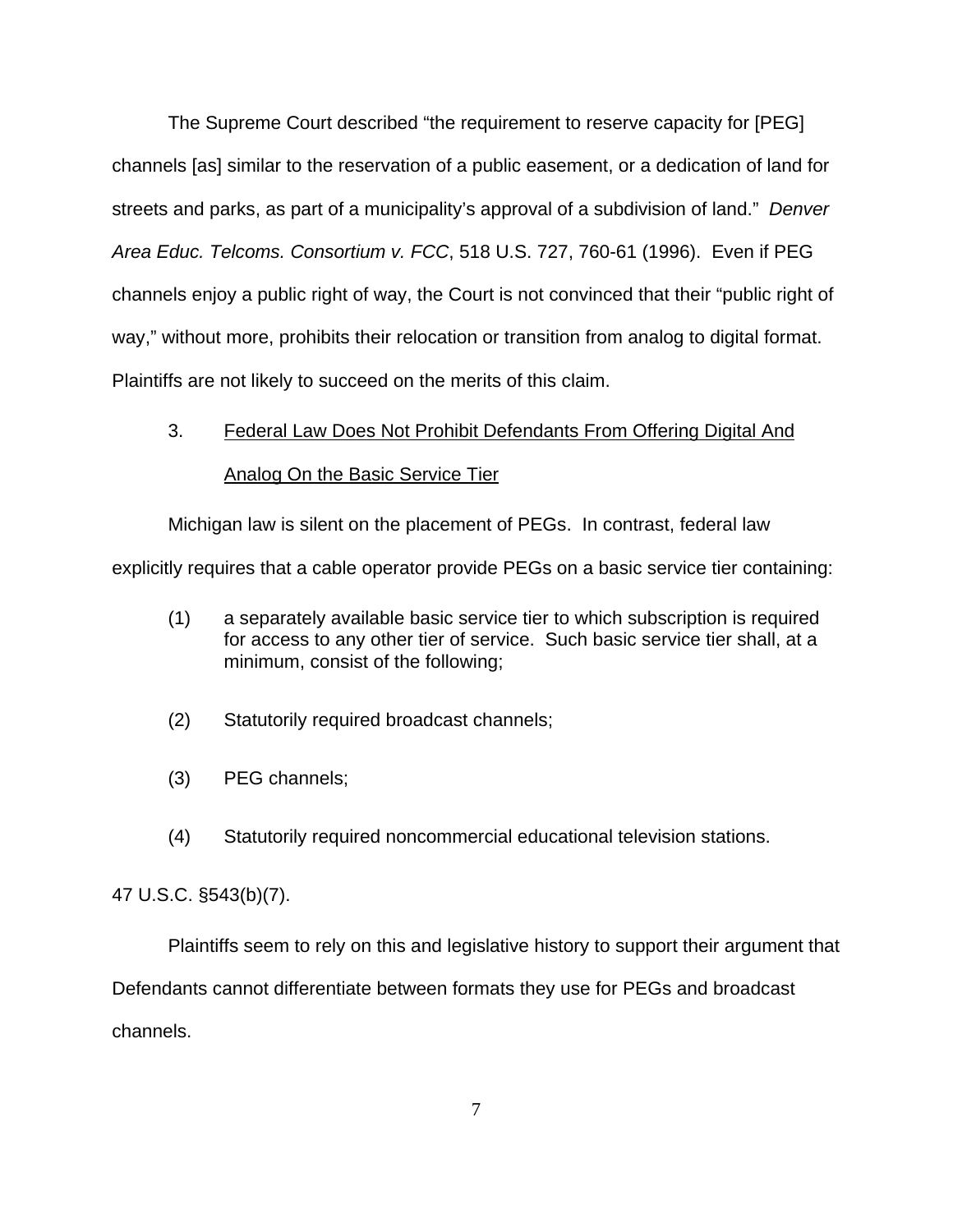The Supreme Court described "the requirement to reserve capacity for [PEG] channels [as] similar to the reservation of a public easement, or a dedication of land for streets and parks, as part of a municipality's approval of a subdivision of land." *Denver Area Educ. Telcoms. Consortium v. FCC*, 518 U.S. 727, 760-61 (1996). Even if PEG channels enjoy a public right of way, the Court is not convinced that their "public right of way," without more, prohibits their relocation or transition from analog to digital format. Plaintiffs are not likely to succeed on the merits of this claim.

3. <u>Federal Law Does Not Prohibit Defendants From Offering Digital And Analog On the Basic Service Tier</u>

Michigan law is silent on the placement of PEGs. In contrast, federal law explicitly requires that a cable operator provide PEGs on a basic service tier containing:

> (1) a separately available basic service tier to which subscription is required for access to any other tier of service. Such basic service tier shall, at a minimum, consist of the following;
>
> (2) Statutorily required broadcast channels;
>
> (3) PEG channels;
>
> (4) Statutorily required noncommercial educational television stations.

47 U.S.C. §543(b)(7).

Plaintiffs seem to rely on this and legislative history to support their argument that Defendants cannot differentiate between formats they use for PEGs and broadcast channels.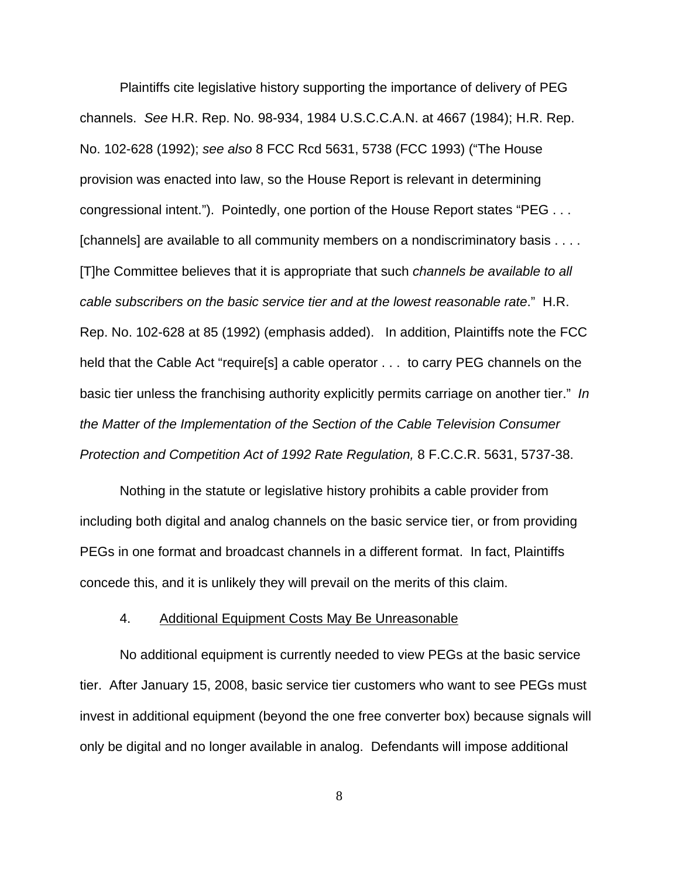Plaintiffs cite legislative history supporting the importance of delivery of PEG channels. *See* H.R. Rep. No. 98-934, 1984 U.S.C.C.A.N. at 4667 (1984); H.R. Rep. No. 102-628 (1992); *see also* 8 FCC Rcd 5631, 5738 (FCC 1993) ("The House provision was enacted into law, so the House Report is relevant in determining congressional intent."). Pointedly, one portion of the House Report states "PEG . . . [channels] are available to all community members on a nondiscriminatory basis . . . . [T]he Committee believes that it is appropriate that such *channels be available to all cable subscribers on the basic service tier and at the lowest reasonable rate*." H.R. Rep. No. 102-628 at 85 (1992) (emphasis added). In addition, Plaintiffs note the FCC held that the Cable Act "require[s] a cable operator . . . to carry PEG channels on the basic tier unless the franchising authority explicitly permits carriage on another tier." *In the Matter of the Implementation of the Section of the Cable Television Consumer Protection and Competition Act of 1992 Rate Regulation,* 8 F.C.C.R. 5631, 5737-38.

Nothing in the statute or legislative history prohibits a cable provider from including both digital and analog channels on the basic service tier, or from providing PEGs in one format and broadcast channels in a different format. In fact, Plaintiffs concede this, and it is unlikely they will prevail on the merits of this claim.

4. Additional Equipment Costs May Be Unreasonable

No additional equipment is currently needed to view PEGs at the basic service tier. After January 15, 2008, basic service tier customers who want to see PEGs must invest in additional equipment (beyond the one free converter box) because signals will only be digital and no longer available in analog. Defendants will impose additional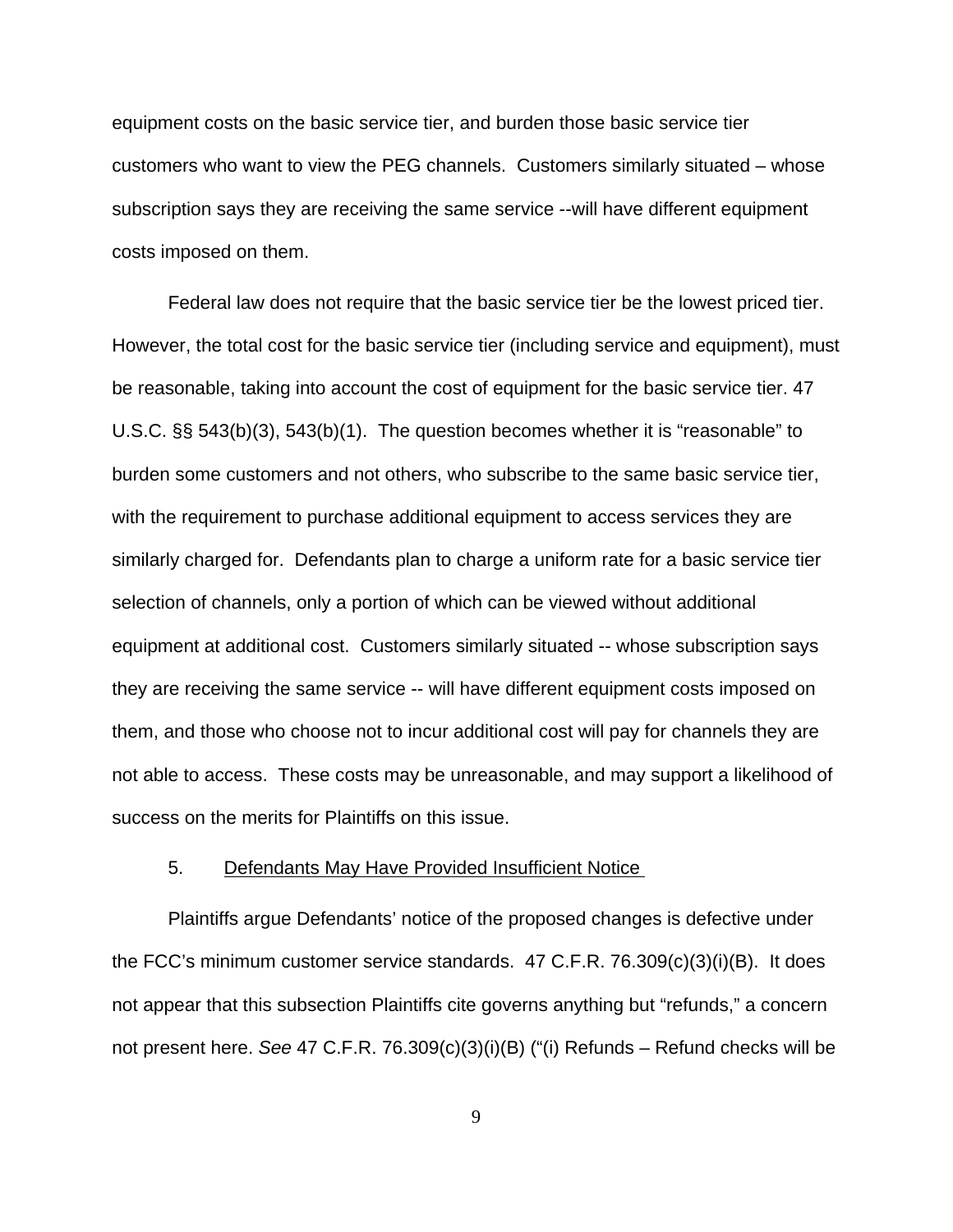equipment costs on the basic service tier, and burden those basic service tier customers who want to view the PEG channels. Customers similarly situated – whose subscription says they are receiving the same service --will have different equipment costs imposed on them.

Federal law does not require that the basic service tier be the lowest priced tier. However, the total cost for the basic service tier (including service and equipment), must be reasonable, taking into account the cost of equipment for the basic service tier. 47 U.S.C. §§ 543(b)(3), 543(b)(1). The question becomes whether it is "reasonable" to burden some customers and not others, who subscribe to the same basic service tier, with the requirement to purchase additional equipment to access services they are similarly charged for. Defendants plan to charge a uniform rate for a basic service tier selection of channels, only a portion of which can be viewed without additional equipment at additional cost. Customers similarly situated -- whose subscription says they are receiving the same service -- will have different equipment costs imposed on them, and those who choose not to incur additional cost will pay for channels they are not able to access. These costs may be unreasonable, and may support a likelihood of success on the merits for Plaintiffs on this issue.

5. Defendants May Have Provided Insufficient Notice

Plaintiffs argue Defendants' notice of the proposed changes is defective under the FCC's minimum customer service standards. 47 C.F.R. 76.309(c)(3)(i)(B). It does not appear that this subsection Plaintiffs cite governs anything but "refunds," a concern not present here. *See* 47 C.F.R. 76.309(c)(3)(i)(B) ("(i) Refunds – Refund checks will be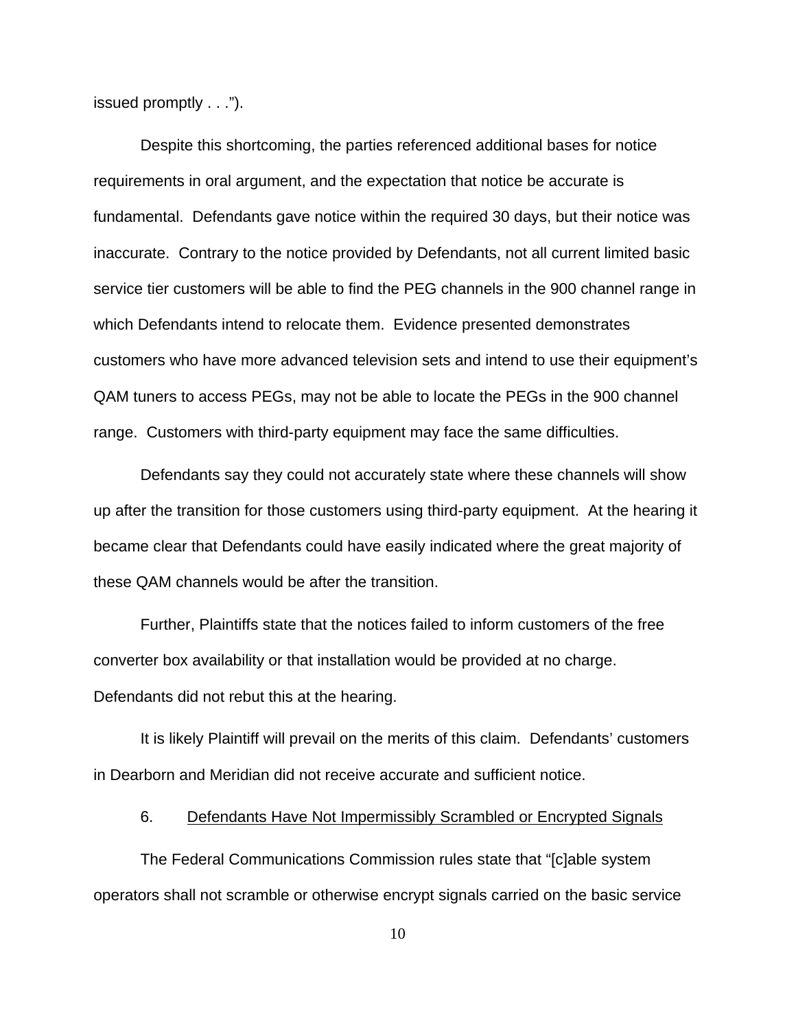issued promptly . . .").

Despite this shortcoming, the parties referenced additional bases for notice requirements in oral argument, and the expectation that notice be accurate is fundamental. Defendants gave notice within the required 30 days, but their notice was inaccurate. Contrary to the notice provided by Defendants, not all current limited basic service tier customers will be able to find the PEG channels in the 900 channel range in which Defendants intend to relocate them. Evidence presented demonstrates customers who have more advanced television sets and intend to use their equipment's QAM tuners to access PEGs, may not be able to locate the PEGs in the 900 channel range. Customers with third-party equipment may face the same difficulties.

Defendants say they could not accurately state where these channels will show up after the transition for those customers using third-party equipment. At the hearing it became clear that Defendants could have easily indicated where the great majority of these QAM channels would be after the transition.

Further, Plaintiffs state that the notices failed to inform customers of the free converter box availability or that installation would be provided at no charge. Defendants did not rebut this at the hearing.

It is likely Plaintiff will prevail on the merits of this claim. Defendants' customers in Dearborn and Meridian did not receive accurate and sufficient notice.

6. <u>Defendants Have Not Impermissibly Scrambled or Encrypted Signals</u>

The Federal Communications Commission rules state that "[c]able system operators shall not scramble or otherwise encrypt signals carried on the basic service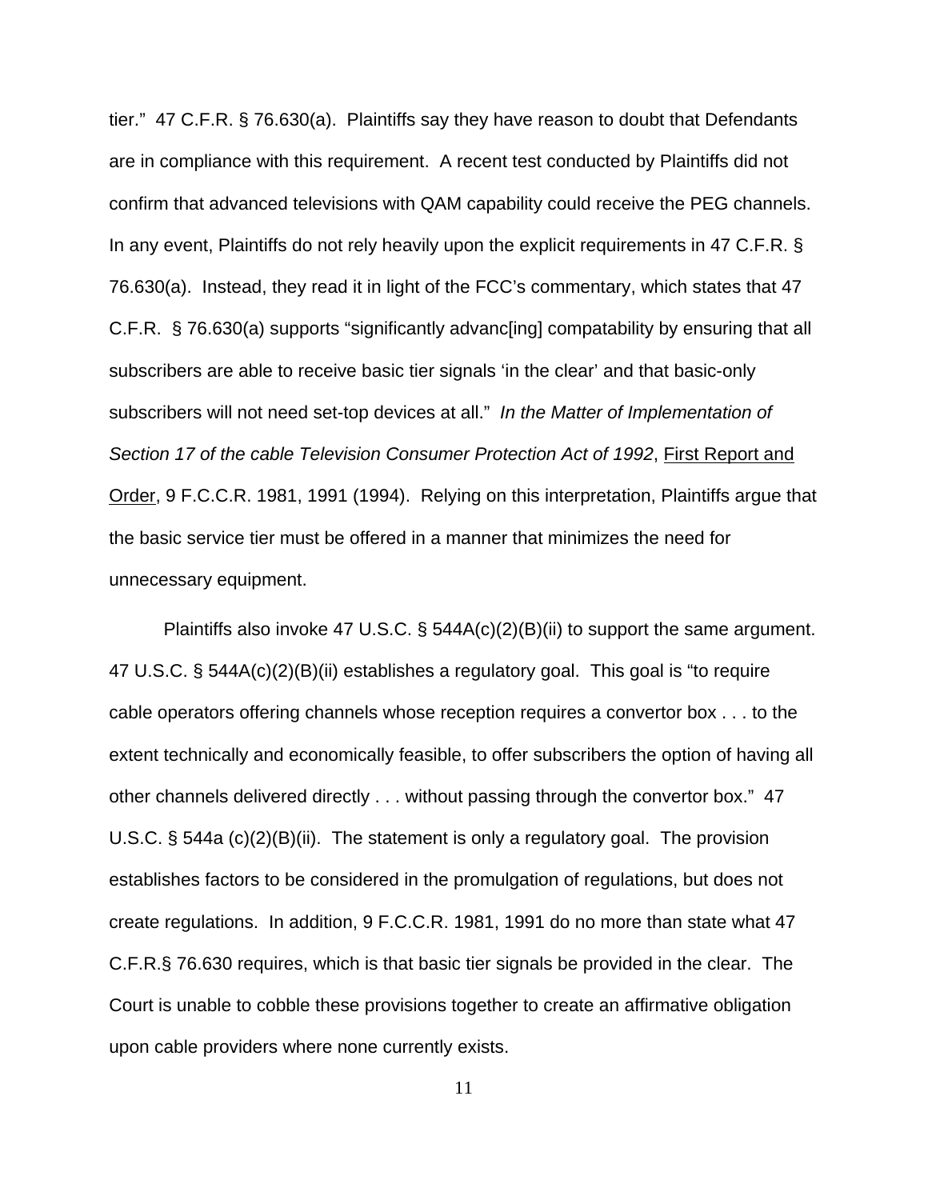tier." 47 C.F.R. § 76.630(a). Plaintiffs say they have reason to doubt that Defendants are in compliance with this requirement. A recent test conducted by Plaintiffs did not confirm that advanced televisions with QAM capability could receive the PEG channels. In any event, Plaintiffs do not rely heavily upon the explicit requirements in 47 C.F.R. § 76.630(a). Instead, they read it in light of the FCC's commentary, which states that 47 C.F.R. § 76.630(a) supports "significantly advanc[ing] compatability by ensuring that all subscribers are able to receive basic tier signals 'in the clear' and that basic-only subscribers will not need set-top devices at all." *In the Matter of Implementation of Section 17 of the cable Television Consumer Protection Act of 1992*, First Report and Order, 9 F.C.C.R. 1981, 1991 (1994). Relying on this interpretation, Plaintiffs argue that the basic service tier must be offered in a manner that minimizes the need for unnecessary equipment.

Plaintiffs also invoke 47 U.S.C. § 544A(c)(2)(B)(ii) to support the same argument. 47 U.S.C. § 544A(c)(2)(B)(ii) establishes a regulatory goal. This goal is "to require cable operators offering channels whose reception requires a convertor box . . . to the extent technically and economically feasible, to offer subscribers the option of having all other channels delivered directly . . . without passing through the convertor box." 47 U.S.C. § 544a (c)(2)(B)(ii). The statement is only a regulatory goal. The provision establishes factors to be considered in the promulgation of regulations, but does not create regulations. In addition, 9 F.C.C.R. 1981, 1991 do no more than state what 47 C.F.R.§ 76.630 requires, which is that basic tier signals be provided in the clear. The Court is unable to cobble these provisions together to create an affirmative obligation upon cable providers where none currently exists.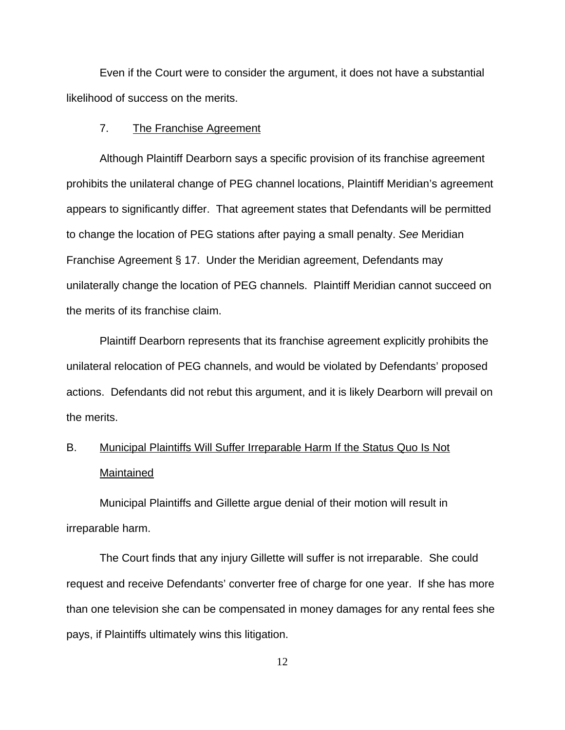Even if the Court were to consider the argument, it does not have a substantial likelihood of success on the merits.

7. The Franchise Agreement

Although Plaintiff Dearborn says a specific provision of its franchise agreement prohibits the unilateral change of PEG channel locations, Plaintiff Meridian's agreement appears to significantly differ. That agreement states that Defendants will be permitted to change the location of PEG stations after paying a small penalty. *See* Meridian Franchise Agreement § 17. Under the Meridian agreement, Defendants may unilaterally change the location of PEG channels. Plaintiff Meridian cannot succeed on the merits of its franchise claim.

Plaintiff Dearborn represents that its franchise agreement explicitly prohibits the unilateral relocation of PEG channels, and would be violated by Defendants' proposed actions. Defendants did not rebut this argument, and it is likely Dearborn will prevail on the merits.

## B. Municipal Plaintiffs Will Suffer Irreparable Harm If the Status Quo Is Not Maintained

Municipal Plaintiffs and Gillette argue denial of their motion will result in irreparable harm.

The Court finds that any injury Gillette will suffer is not irreparable. She could request and receive Defendants' converter free of charge for one year. If she has more than one television she can be compensated in money damages for any rental fees she pays, if Plaintiffs ultimately wins this litigation.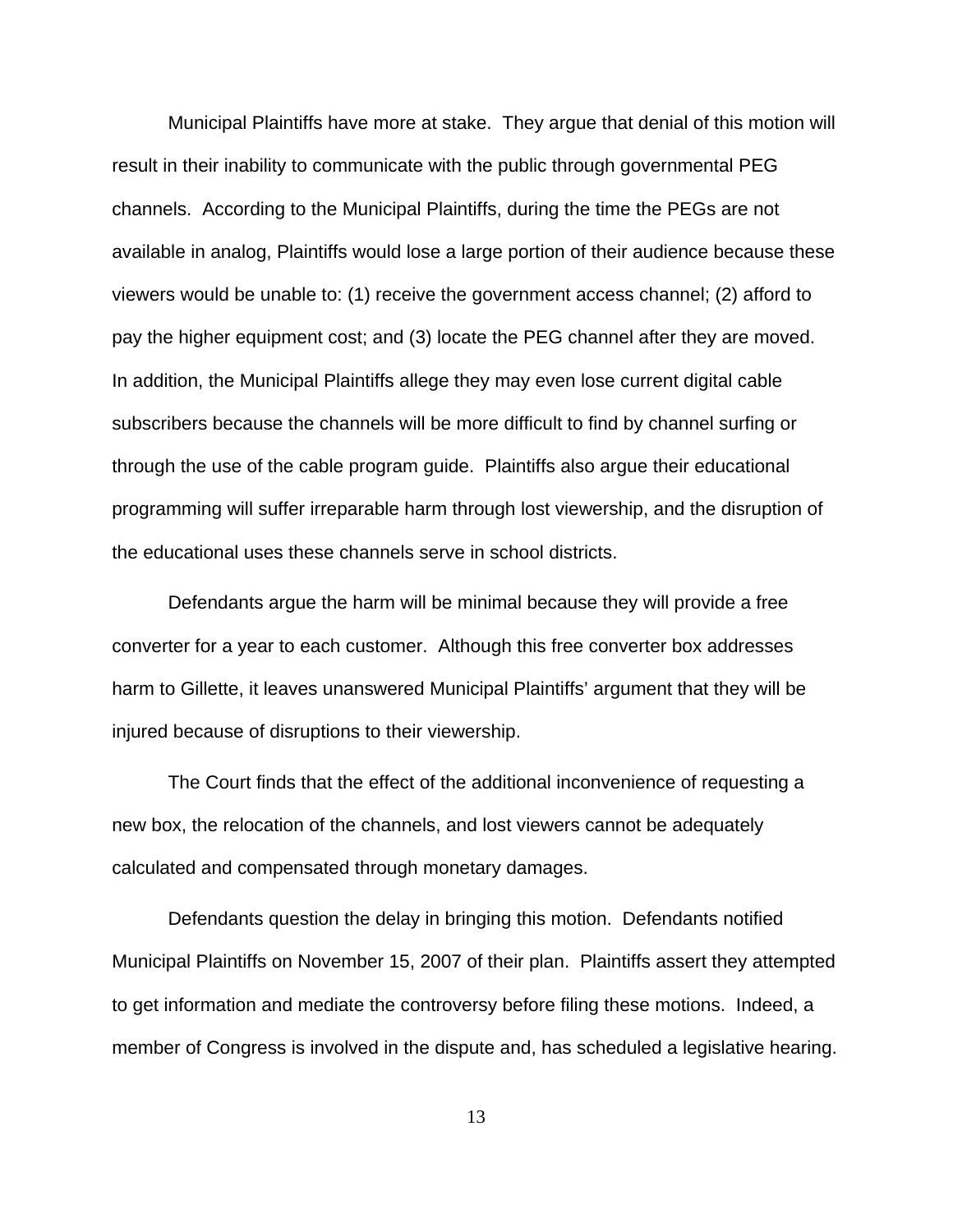Municipal Plaintiffs have more at stake. They argue that denial of this motion will result in their inability to communicate with the public through governmental PEG channels. According to the Municipal Plaintiffs, during the time the PEGs are not available in analog, Plaintiffs would lose a large portion of their audience because these viewers would be unable to: (1) receive the government access channel; (2) afford to pay the higher equipment cost; and (3) locate the PEG channel after they are moved. In addition, the Municipal Plaintiffs allege they may even lose current digital cable subscribers because the channels will be more difficult to find by channel surfing or through the use of the cable program guide. Plaintiffs also argue their educational programming will suffer irreparable harm through lost viewership, and the disruption of the educational uses these channels serve in school districts.

Defendants argue the harm will be minimal because they will provide a free converter for a year to each customer. Although this free converter box addresses harm to Gillette, it leaves unanswered Municipal Plaintiffs' argument that they will be injured because of disruptions to their viewership.

The Court finds that the effect of the additional inconvenience of requesting a new box, the relocation of the channels, and lost viewers cannot be adequately calculated and compensated through monetary damages.

Defendants question the delay in bringing this motion. Defendants notified Municipal Plaintiffs on November 15, 2007 of their plan. Plaintiffs assert they attempted to get information and mediate the controversy before filing these motions. Indeed, a member of Congress is involved in the dispute and, has scheduled a legislative hearing.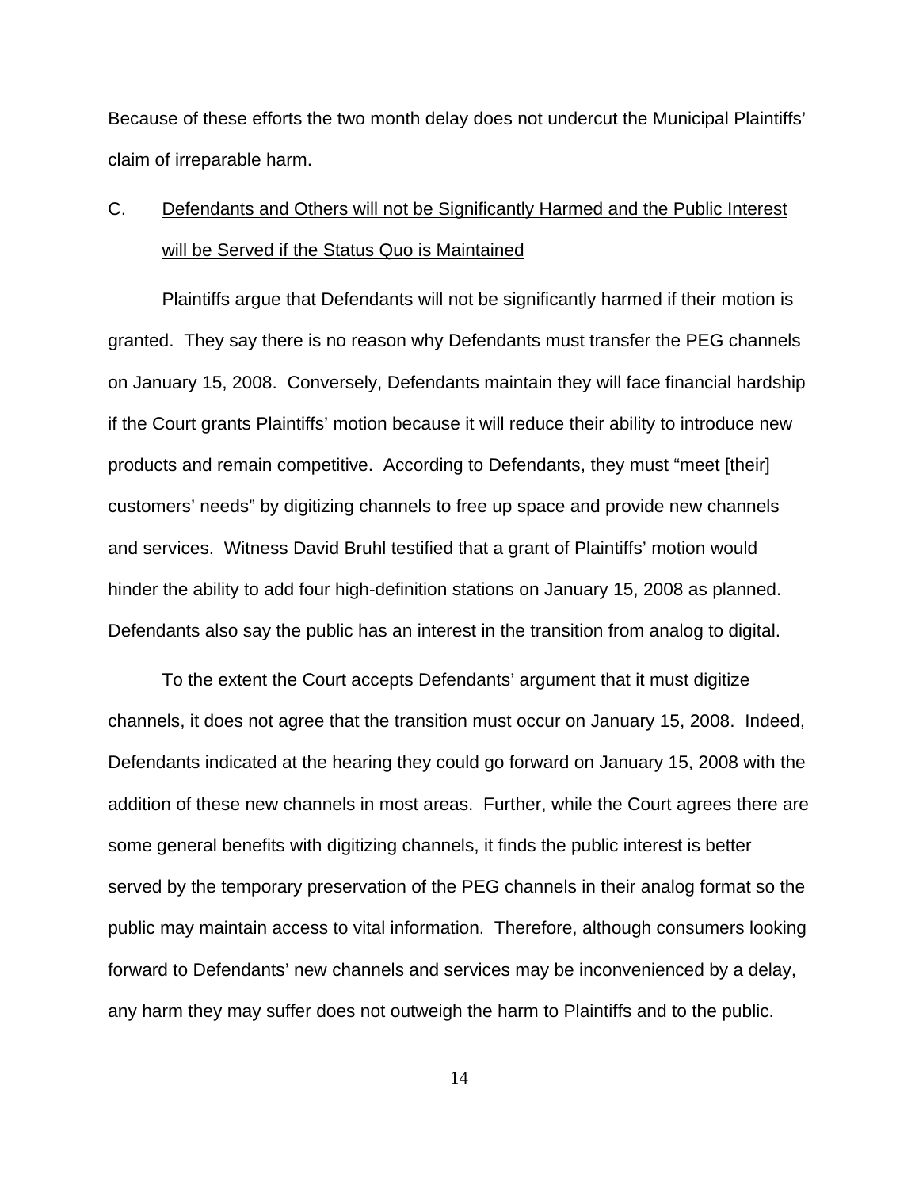Because of these efforts the two month delay does not undercut the Municipal Plaintiffs' claim of irreparable harm.

### C. Defendants and Others will not be Significantly Harmed and the Public Interest will be Served if the Status Quo is Maintained

Plaintiffs argue that Defendants will not be significantly harmed if their motion is granted. They say there is no reason why Defendants must transfer the PEG channels on January 15, 2008. Conversely, Defendants maintain they will face financial hardship if the Court grants Plaintiffs' motion because it will reduce their ability to introduce new products and remain competitive. According to Defendants, they must "meet [their] customers' needs" by digitizing channels to free up space and provide new channels and services. Witness David Bruhl testified that a grant of Plaintiffs' motion would hinder the ability to add four high-definition stations on January 15, 2008 as planned. Defendants also say the public has an interest in the transition from analog to digital.

To the extent the Court accepts Defendants' argument that it must digitize channels, it does not agree that the transition must occur on January 15, 2008. Indeed, Defendants indicated at the hearing they could go forward on January 15, 2008 with the addition of these new channels in most areas. Further, while the Court agrees there are some general benefits with digitizing channels, it finds the public interest is better served by the temporary preservation of the PEG channels in their analog format so the public may maintain access to vital information. Therefore, although consumers looking forward to Defendants' new channels and services may be inconvenienced by a delay, any harm they may suffer does not outweigh the harm to Plaintiffs and to the public.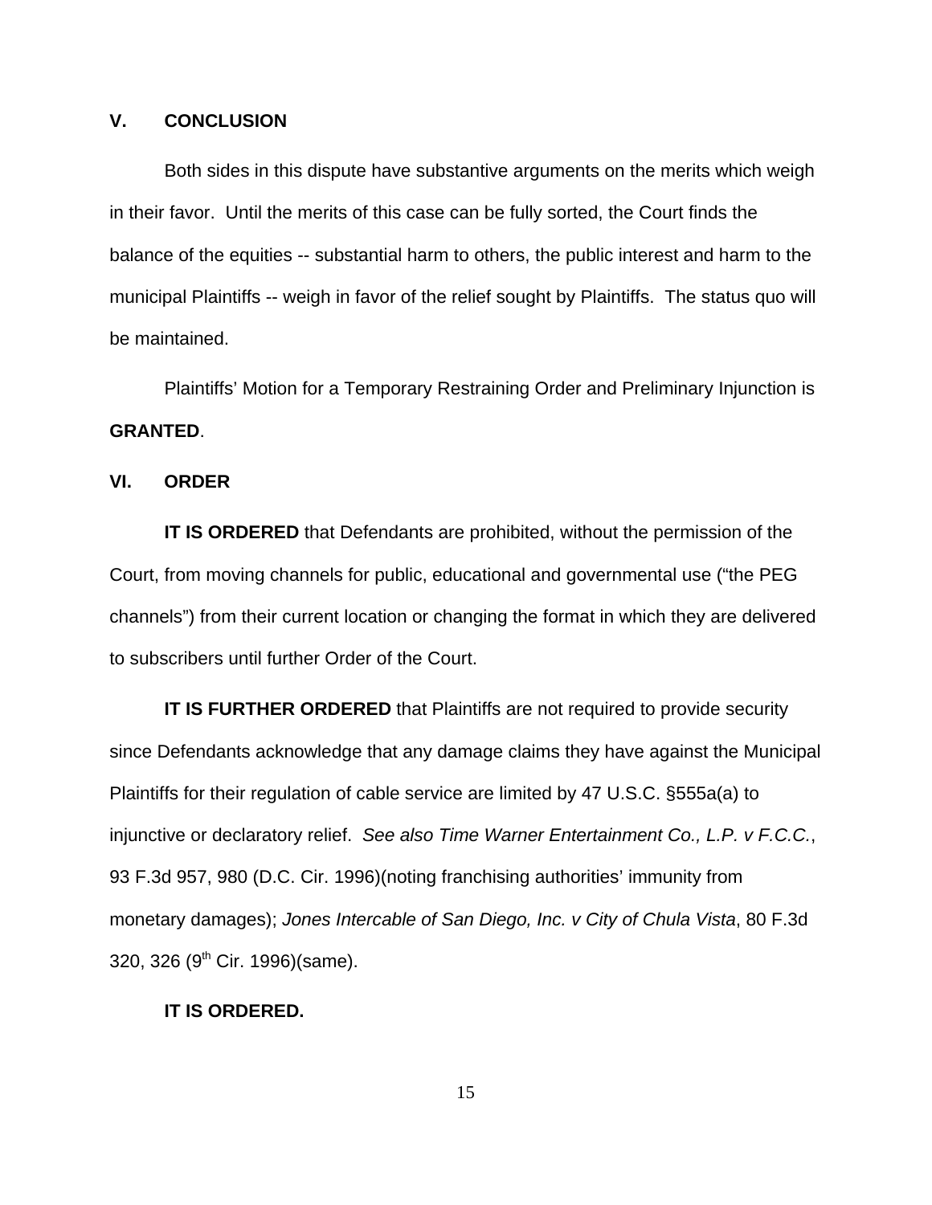## V. CONCLUSION

Both sides in this dispute have substantive arguments on the merits which weigh in their favor. Until the merits of this case can be fully sorted, the Court finds the balance of the equities -- substantial harm to others, the public interest and harm to the municipal Plaintiffs -- weigh in favor of the relief sought by Plaintiffs. The status quo will be maintained.

Plaintiffs' Motion for a Temporary Restraining Order and Preliminary Injunction is **GRANTED**.

## VI. ORDER

**IT IS ORDERED** that Defendants are prohibited, without the permission of the Court, from moving channels for public, educational and governmental use ("the PEG channels") from their current location or changing the format in which they are delivered to subscribers until further Order of the Court.

**IT IS FURTHER ORDERED** that Plaintiffs are not required to provide security since Defendants acknowledge that any damage claims they have against the Municipal Plaintiffs for their regulation of cable service are limited by 47 U.S.C. §555a(a) to injunctive or declaratory relief. *See also Time Warner Entertainment Co., L.P. v F.C.C.*, 93 F.3d 957, 980 (D.C. Cir. 1996)(noting franchising authorities' immunity from monetary damages); *Jones Intercable of San Diego, Inc. v City of Chula Vista*, 80 F.3d 320, 326 (9th Cir. 1996)(same).

**IT IS ORDERED.**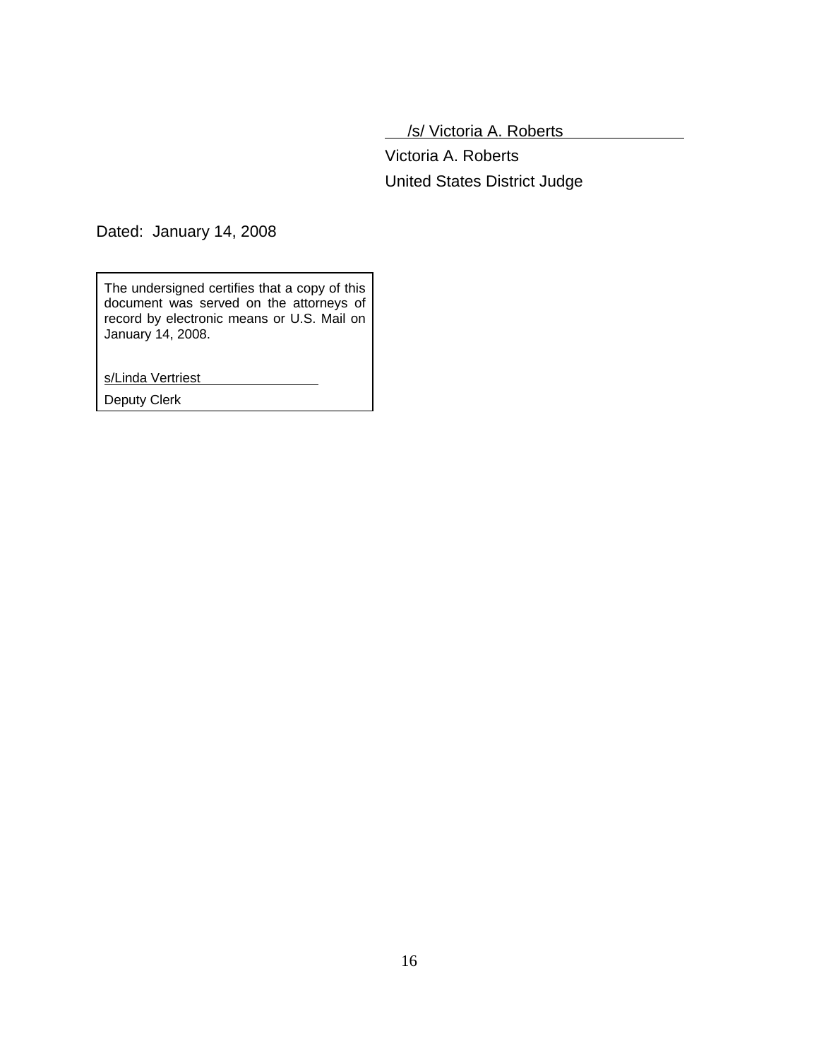/s/ Victoria A. Roberts

Victoria A. Roberts
United States District Judge

Dated: January 14, 2008

The undersigned certifies that a copy of this document was served on the attorneys of record by electronic means or U.S. Mail on January 14, 2008.

s/Linda Vertriest
Deputy Clerk